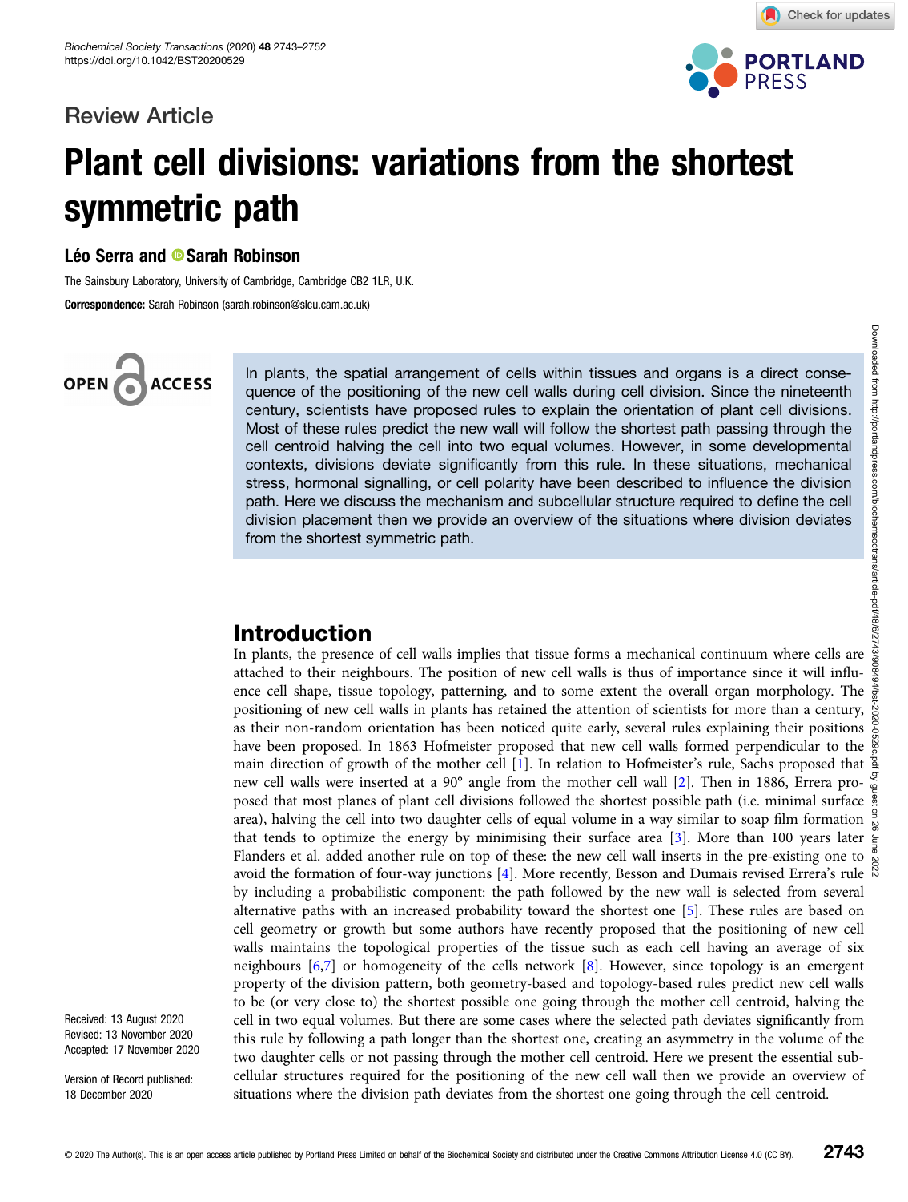Review Article

# Plant cell divisions: variations from the shortest symmetric path

**Léo Serra and Sarah Robinson**

The Sainsbury Laboratory, University of Cambridge, Cambridge CB2 1LR, U.K.

**Correspondence:** Sarah Robinson (sarah.robinson@slcu.cam.ac.uk)

In plants, the spatial arrangement of cells within tissues and organs is a direct consequence of the positioning of the new cell walls during cell division. Since the nineteenth century, scientists have proposed rules to explain the orientation of plant cell divisions. Most of these rules predict the new wall will follow the shortest path passing through the cell centroid halving the cell into two equal volumes. However, in some developmental contexts, divisions deviate significantly from this rule. In these situations, mechanical stress, hormonal signalling, or cell polarity have been described to influence the division path. Here we discuss the mechanism and subcellular structure required to define the cell division placement then we provide an overview of the situations where division deviates from the shortest symmetric path.

## Introduction

In plants, the presence of cell walls implies that tissue forms a mechanical continuum where cells are attached to their neighbours. The position of new cell walls is thus of importance since it will influence cell shape, tissue topology, patterning, and to some extent the overall organ morphology. The positioning of new cell walls in plants has retained the attention of scientists for more than a century, as their non-random orientation has been noticed quite early, several rules explaining their positions have been proposed. In 1863 Hofmeister proposed that new cell walls formed perpendicular to the main direction of growth of the mother cell [1]. In relation to Hofmeister's rule, Sachs proposed that new cell walls were inserted at a 90° angle from the mother cell wall [2]. Then in 1886, Errera proposed that most planes of plant cell divisions followed the shortest possible path (i.e. minimal surface area), halving the cell into two daughter cells of equal volume in a way similar to soap film formation that tends to optimize the energy by minimising their surface area [3]. More than 100 years later Flanders et al. added another rule on top of these: the new cell wall inserts in the pre-existing one to avoid the formation of four-way junctions [4]. More recently, Besson and Dumais revised Errera's rule by including a probabilistic component: the path followed by the new wall is selected from several alternative paths with an increased probability toward the shortest one [5]. These rules are based on cell geometry or growth but some authors have recently proposed that the positioning of new cell walls maintains the topological properties of the tissue such as each cell having an average of six neighbours [6,7] or homogeneity of the cells network [8]. However, since topology is an emergent property of the division pattern, both geometry-based and topology-based rules predict new cell walls to be (or very close to) the shortest possible one going through the mother cell centroid, halving the cell in two equal volumes. But there are some cases where the selected path deviates significantly from this rule by following a path longer than the shortest one, creating an asymmetry in the volume of the two daughter cells or not passing through the mother cell centroid. Here we present the essential subcellular structures required for the positioning of the new cell wall then we provide an overview of situations where the division path deviates from the shortest one going through the cell centroid.

Received: 13 August 2020
Revised: 13 November 2020
Accepted: 17 November 2020

Version of Record published: 18 December 2020

© 2020 The Author(s). This is an open access article published by Portland Press Limited on behalf of the Biochemical Society and distributed under the Creative Commons Attribution License 4.0 (CC BY).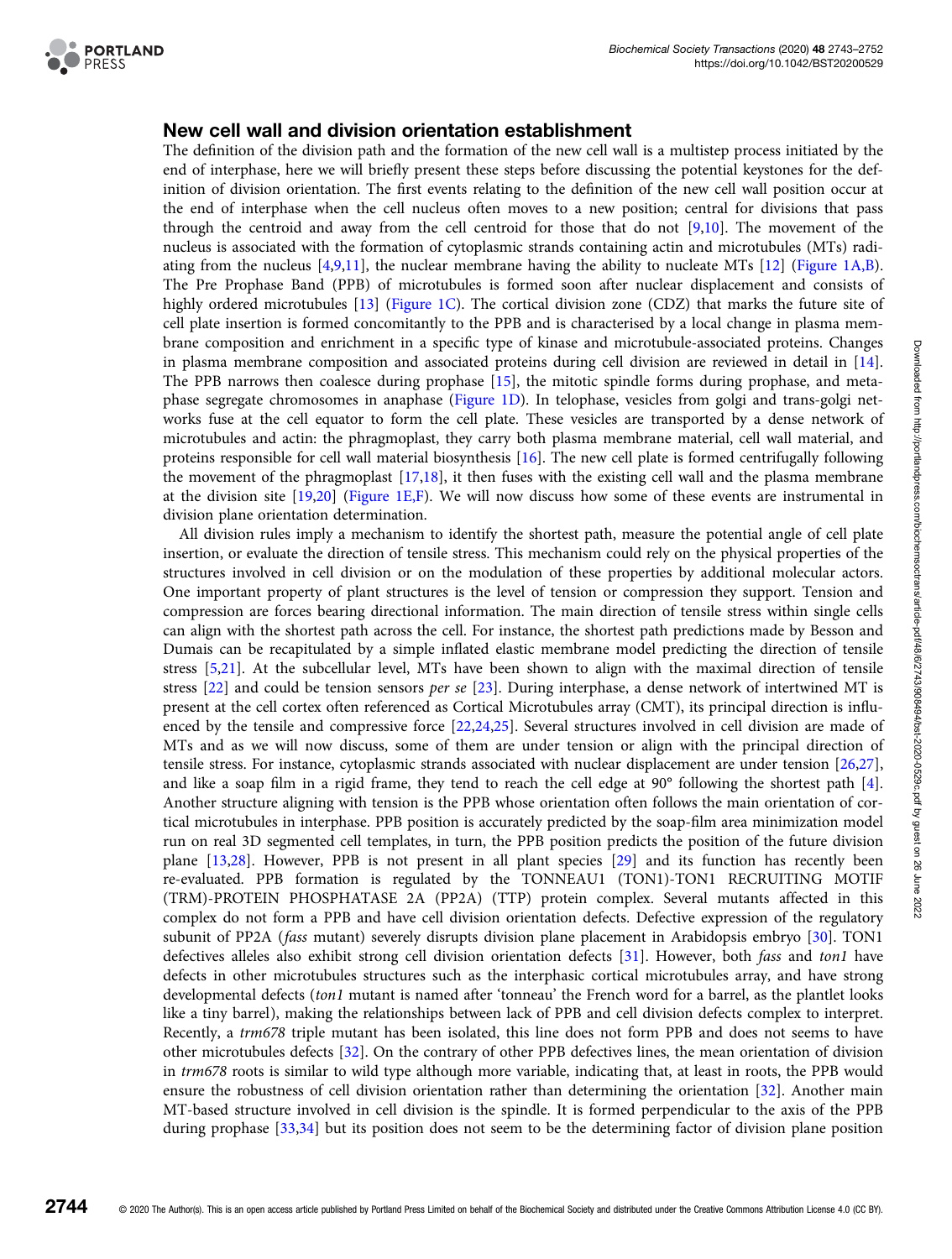## New cell wall and division orientation establishment

The definition of the division path and the formation of the new cell wall is a multistep process initiated by the end of interphase, here we will briefly present these steps before discussing the potential keystones for the definition of division orientation. The first events relating to the definition of the new cell wall position occur at the end of interphase when the cell nucleus often moves to a new position; central for divisions that pass through the centroid and away from the cell centroid for those that do not [9,10]. The movement of the nucleus is associated with the formation of cytoplasmic strands containing actin and microtubules (MTs) radiating from the nucleus [4,9,11], the nuclear membrane having the ability to nucleate MTs [12] (Figure 1A,B). The Pre Prophase Band (PPB) of microtubules is formed soon after nuclear displacement and consists of highly ordered microtubules [13] (Figure 1C). The cortical division zone (CDZ) that marks the future site of cell plate insertion is formed concomitantly to the PPB and is characterised by a local change in plasma membrane composition and enrichment in a specific type of kinase and microtubule-associated proteins. Changes in plasma membrane composition and associated proteins during cell division are reviewed in detail in [14]. The PPB narrows then coalesce during prophase [15], the mitotic spindle forms during prophase, and metaphase segregate chromosomes in anaphase (Figure 1D). In telophase, vesicles from golgi and trans-golgi networks fuse at the cell equator to form the cell plate. These vesicles are transported by a dense network of microtubules and actin: the phragmoplast, they carry both plasma membrane material, cell wall material, and proteins responsible for cell wall material biosynthesis [16]. The new cell plate is formed centrifugally following the movement of the phragmoplast [17,18], it then fuses with the existing cell wall and the plasma membrane at the division site [19,20] (Figure 1E,F). We will now discuss how some of these events are instrumental in division plane orientation determination.

All division rules imply a mechanism to identify the shortest path, measure the potential angle of cell plate insertion, or evaluate the direction of tensile stress. This mechanism could rely on the physical properties of the structures involved in cell division or on the modulation of these properties by additional molecular actors. One important property of plant structures is the level of tension or compression they support. Tension and compression are forces bearing directional information. The main direction of tensile stress within single cells can align with the shortest path across the cell. For instance, the shortest path predictions made by Besson and Dumais can be recapitulated by a simple inflated elastic membrane model predicting the direction of tensile stress [5,21]. At the subcellular level, MTs have been shown to align with the maximal direction of tensile stress [22] and could be tension sensors *per se* [23]. During interphase, a dense network of intertwined MT is present at the cell cortex often referenced as Cortical Microtubules array (CMT), its principal direction is influenced by the tensile and compressive force [22,24,25]. Several structures involved in cell division are made of MTs and as we will now discuss, some of them are under tension or align with the principal direction of tensile stress. For instance, cytoplasmic strands associated with nuclear displacement are under tension [26,27], and like a soap film in a rigid frame, they tend to reach the cell edge at 90° following the shortest path [4]. Another structure aligning with tension is the PPB whose orientation often follows the main orientation of cortical microtubules in interphase. PPB position is accurately predicted by the soap-film area minimization model run on real 3D segmented cell templates, in turn, the PPB position predicts the position of the future division plane [13,28]. However, PPB is not present in all plant species [29] and its function has recently been re-evaluated. PPB formation is regulated by the TONNEAU1 (TON1)-TON1 RECRUITING MOTIF (TRM)-PROTEIN PHOSPHATASE 2A (PP2A) (TTP) protein complex. Several mutants affected in this complex do not form a PPB and have cell division orientation defects. Defective expression of the regulatory subunit of PP2A (*fass* mutant) severely disrupts division plane placement in Arabidopsis embryo [30]. TON1 defectives alleles also exhibit strong cell division orientation defects [31]. However, both *fass* and *ton1* have defects in other microtubules structures such as the interphasic cortical microtubules array, and have strong developmental defects (*ton1* mutant is named after 'tonneau' the French word for a barrel, as the plantlet looks like a tiny barrel), making the relationships between lack of PPB and cell division defects complex to interpret. Recently, a *trm678* triple mutant has been isolated, this line does not form PPB and does not seems to have other microtubules defects [32]. On the contrary of other PPB defectives lines, the mean orientation of division in *trm678* roots is similar to wild type although more variable, indicating that, at least in roots, the PPB would ensure the robustness of cell division orientation rather than determining the orientation [32]. Another main MT-based structure involved in cell division is the spindle. It is formed perpendicular to the axis of the PPB during prophase [33,34] but its position does not seem to be the determining factor of division plane position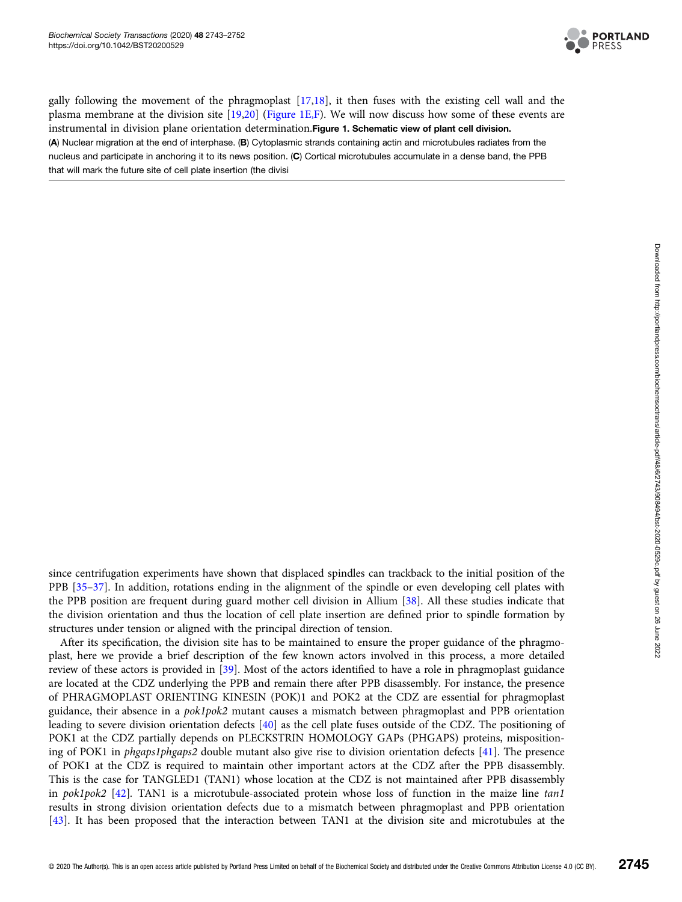gally following the movement of the phragmoplast [17,18], it then fuses with the existing cell wall and the plasma membrane at the division site [19,20] (Figure 1E,F). We will now discuss how some of these events are instrumental in division plane orientation determination.

**Figure 1. Schematic view of plant cell division.**
(**A**) Nuclear migration at the end of interphase. (**B**) Cytoplasmic strands containing actin and microtubules radiates from the nucleus and participate in anchoring it to its news position. (**C**) Cortical microtubules accumulate in a dense band, the PPB that will mark the future site of cell plate insertion (the divisi

since centrifugation experiments have shown that displaced spindles can trackback to the initial position of the PPB [35–37]. In addition, rotations ending in the alignment of the spindle or even developing cell plates with the PPB position are frequent during guard mother cell division in Allium [38]. All these studies indicate that the division orientation and thus the location of cell plate insertion are defined prior to spindle formation by structures under tension or aligned with the principal direction of tension.

After its specification, the division site has to be maintained to ensure the proper guidance of the phragmoplast, here we provide a brief description of the few known actors involved in this process, a more detailed review of these actors is provided in [39]. Most of the actors identified to have a role in phragmoplast guidance are located at the CDZ underlying the PPB and remain there after PPB disassembly. For instance, the presence of PHRAGMOPLAST ORIENTING KINESIN (POK)1 and POK2 at the CDZ are essential for phragmoplast guidance, their absence in a *pok1pok2* mutant causes a mismatch between phragmoplast and PPB orientation leading to severe division orientation defects [40] as the cell plate fuses outside of the CDZ. The positioning of POK1 at the CDZ partially depends on PLECKSTRIN HOMOLOGY GAPs (PHGAPS) proteins, mispositioning of POK1 in *phgaps1phgaps2* double mutant also give rise to division orientation defects [41]. The presence of POK1 at the CDZ is required to maintain other important actors at the CDZ after the PPB disassembly. This is the case for TANGLED1 (TAN1) whose location at the CDZ is not maintained after PPB disassembly in *pok1pok2* [42]. TAN1 is a microtubule-associated protein whose loss of function in the maize line *tan1* results in strong division orientation defects due to a mismatch between phragmoplast and PPB orientation [43]. It has been proposed that the interaction between TAN1 at the division site and microtubules at the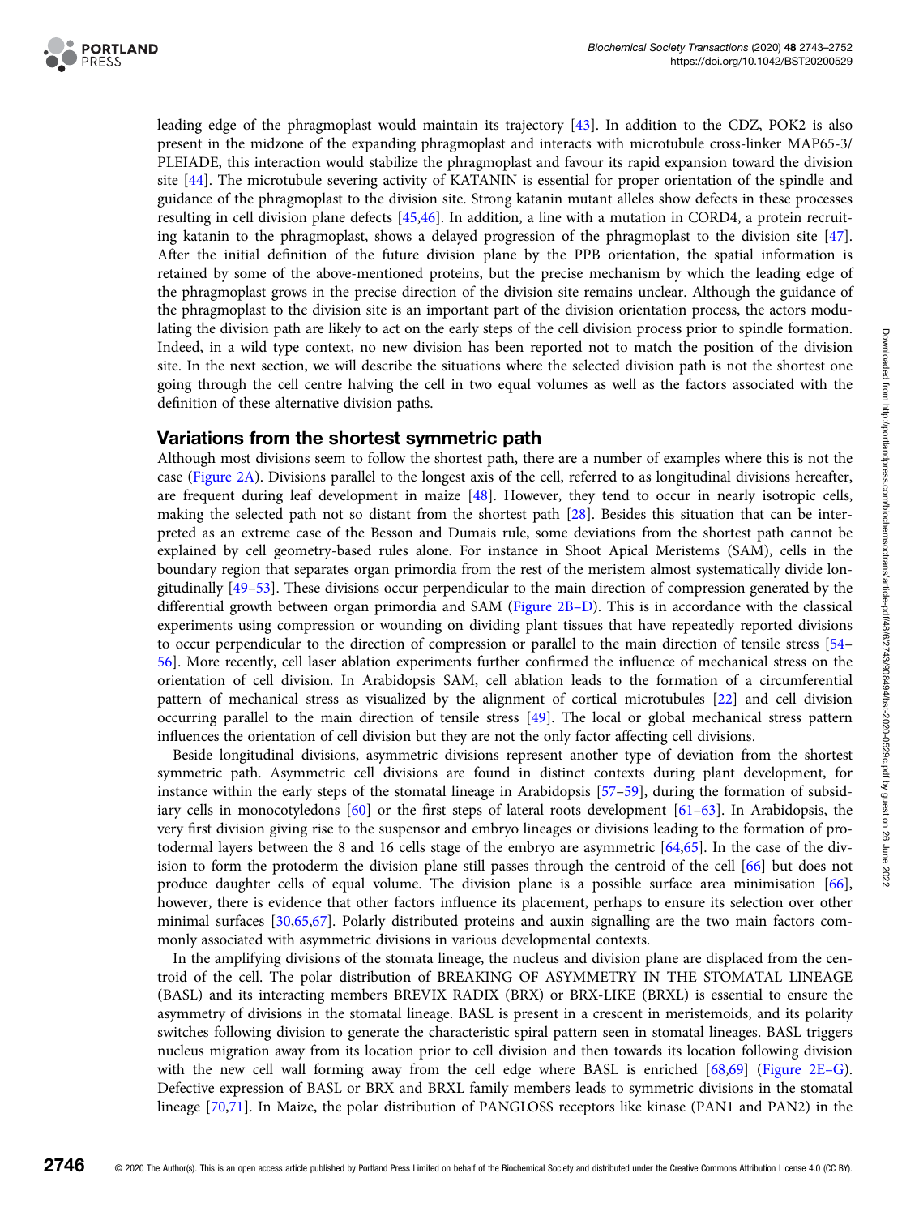leading edge of the phragmoplast would maintain its trajectory [43]. In addition to the CDZ, POK2 is also present in the midzone of the expanding phragmoplast and interacts with microtubule cross-linker MAP65-3/PLEIADE, this interaction would stabilize the phragmoplast and favour its rapid expansion toward the division site [44]. The microtubule severing activity of KATANIN is essential for proper orientation of the spindle and guidance of the phragmoplast to the division site. Strong katanin mutant alleles show defects in these processes resulting in cell division plane defects [45,46]. In addition, a line with a mutation in CORD4, a protein recruiting katanin to the phragmoplast, shows a delayed progression of the phragmoplast to the division site [47]. After the initial definition of the future division plane by the PPB orientation, the spatial information is retained by some of the above-mentioned proteins, but the precise mechanism by which the leading edge of the phragmoplast grows in the precise direction of the division site remains unclear. Although the guidance of the phragmoplast to the division site is an important part of the division orientation process, the actors modulating the division path are likely to act on the early steps of the cell division process prior to spindle formation. Indeed, in a wild type context, no new division has been reported not to match the position of the division site. In the next section, we will describe the situations where the selected division path is not the shortest one going through the cell centre halving the cell in two equal volumes as well as the factors associated with the definition of these alternative division paths.

## Variations from the shortest symmetric path

Although most divisions seem to follow the shortest path, there are a number of examples where this is not the case (Figure 2A). Divisions parallel to the longest axis of the cell, referred to as longitudinal divisions hereafter, are frequent during leaf development in maize [48]. However, they tend to occur in nearly isotropic cells, making the selected path not so distant from the shortest path [28]. Besides this situation that can be interpreted as an extreme case of the Besson and Dumais rule, some deviations from the shortest path cannot be explained by cell geometry-based rules alone. For instance in Shoot Apical Meristems (SAM), cells in the boundary region that separates organ primordia from the rest of the meristem almost systematically divide longitudinally [49–53]. These divisions occur perpendicular to the main direction of compression generated by the differential growth between organ primordia and SAM (Figure 2B–D). This is in accordance with the classical experiments using compression or wounding on dividing plant tissues that have repeatedly reported divisions to occur perpendicular to the direction of compression or parallel to the main direction of tensile stress [54–56]. More recently, cell laser ablation experiments further confirmed the influence of mechanical stress on the orientation of cell division. In Arabidopsis SAM, cell ablation leads to the formation of a circumferential pattern of mechanical stress as visualized by the alignment of cortical microtubules [22] and cell division occurring parallel to the main direction of tensile stress [49]. The local or global mechanical stress pattern influences the orientation of cell division but they are not the only factor affecting cell divisions.

Beside longitudinal divisions, asymmetric divisions represent another type of deviation from the shortest symmetric path. Asymmetric cell divisions are found in distinct contexts during plant development, for instance within the early steps of the stomatal lineage in Arabidopsis [57–59], during the formation of subsidiary cells in monocotyledons [60] or the first steps of lateral roots development [61–63]. In Arabidopsis, the very first division giving rise to the suspensor and embryo lineages or divisions leading to the formation of protodermal layers between the 8 and 16 cells stage of the embryo are asymmetric [64,65]. In the case of the division to form the protoderm the division plane still passes through the centroid of the cell [66] but does not produce daughter cells of equal volume. The division plane is a possible surface area minimisation [66], however, there is evidence that other factors influence its placement, perhaps to ensure its selection over other minimal surfaces [30,65,67]. Polarly distributed proteins and auxin signalling are the two main factors commonly associated with asymmetric divisions in various developmental contexts.

In the amplifying divisions of the stomata lineage, the nucleus and division plane are displaced from the centroid of the cell. The polar distribution of BREAKING OF ASYMMETRY IN THE STOMATAL LINEAGE (BASL) and its interacting members BREVIX RADIX (BRX) or BRX-LIKE (BRXL) is essential to ensure the asymmetry of divisions in the stomatal lineage. BASL is present in a crescent in meristemoids, and its polarity switches following division to generate the characteristic spiral pattern seen in stomatal lineages. BASL triggers nucleus migration away from its location prior to cell division and then towards its location following division with the new cell wall forming away from the cell edge where BASL is enriched [68,69] (Figure 2E–G). Defective expression of BASL or BRX and BRXL family members leads to symmetric divisions in the stomatal lineage [70,71]. In Maize, the polar distribution of PANGLOSS receptors like kinase (PAN1 and PAN2) in the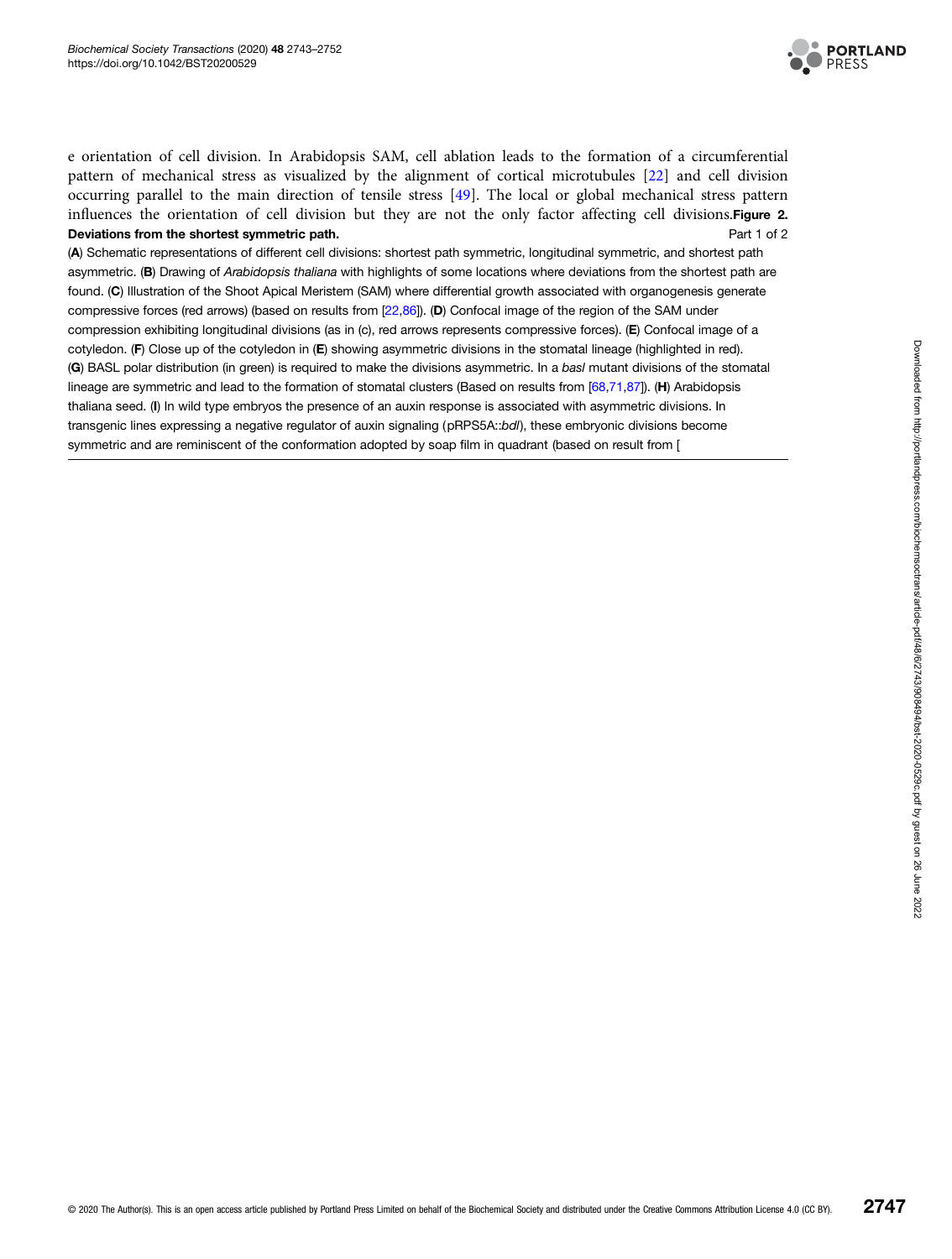e orientation of cell division. In Arabidopsis SAM, cell ablation leads to the formation of a circumferential pattern of mechanical stress as visualized by the alignment of cortical microtubules [22] and cell division occurring parallel to the main direction of tensile stress [49]. The local or global mechanical stress pattern influences the orientation of cell division but they are not the only factor affecting cell divisions.

**Figure 2. Deviations from the shortest symmetric path.** Part 1 of 2

(**A**) Schematic representations of different cell divisions: shortest path symmetric, longitudinal symmetric, and shortest path asymmetric. (**B**) Drawing of *Arabidopsis thaliana* with highlights of some locations where deviations from the shortest path are found. (**C**) Illustration of the Shoot Apical Meristem (SAM) where differential growth associated with organogenesis generate compressive forces (red arrows) (based on results from [22,86]). (**D**) Confocal image of the region of the SAM under compression exhibiting longitudinal divisions (as in (c), red arrows represents compressive forces). (**E**) Confocal image of a cotyledon. (**F**) Close up of the cotyledon in (**E**) showing asymmetric divisions in the stomatal lineage (highlighted in red). (**G**) BASL polar distribution (in green) is required to make the divisions asymmetric. In a *basl* mutant divisions of the stomatal lineage are symmetric and lead to the formation of stomatal clusters (Based on results from [68,71,87]). (**H**) Arabidopsis thaliana seed. (**I**) In wild type embryos the presence of an auxin response is associated with asymmetric divisions. In transgenic lines expressing a negative regulator of auxin signaling (pRPS5A::*bdl*), these embryonic divisions become symmetric and are reminiscent of the conformation adopted by soap film in quadrant (based on result from [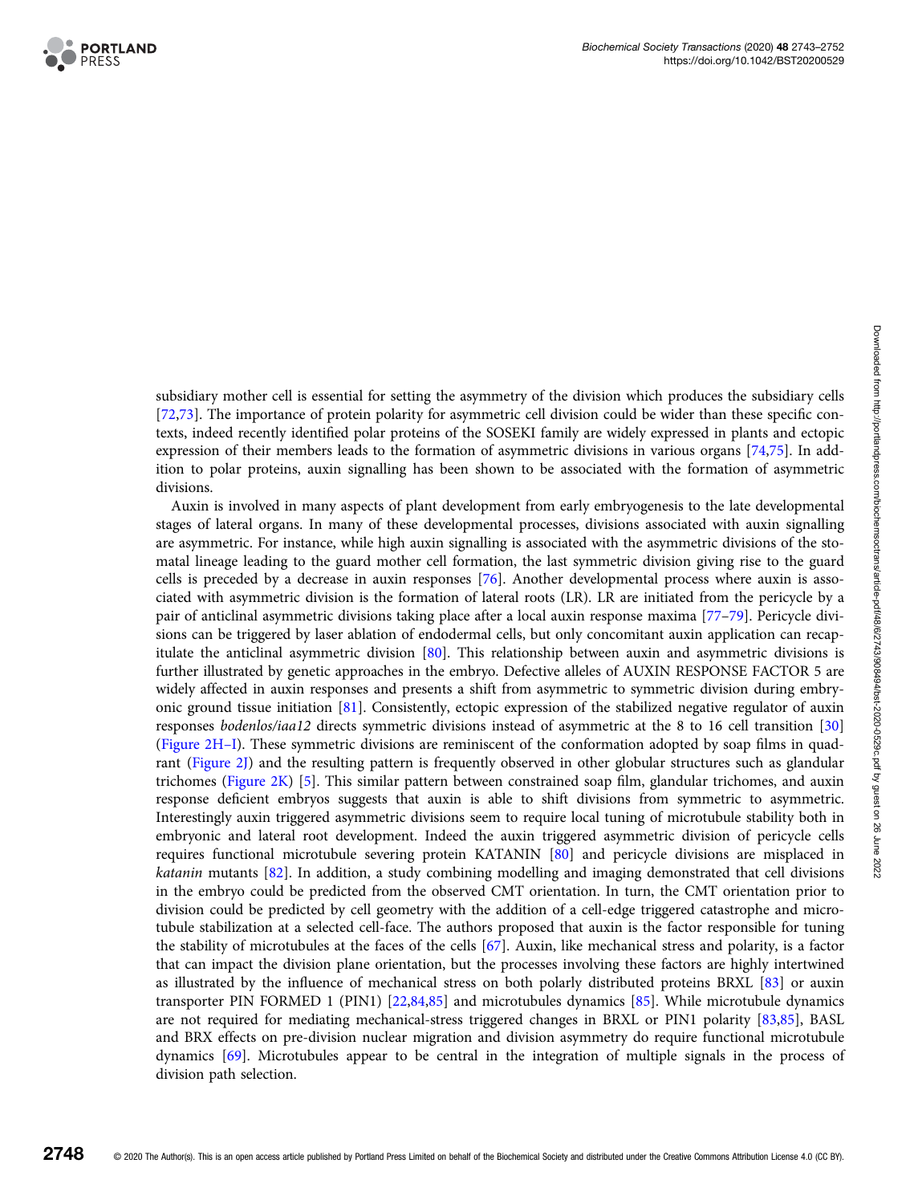subsidiary mother cell is essential for setting the asymmetry of the division which produces the subsidiary cells [72,73]. The importance of protein polarity for asymmetric cell division could be wider than these specific contexts, indeed recently identified polar proteins of the SOSEKI family are widely expressed in plants and ectopic expression of their members leads to the formation of asymmetric divisions in various organs [74,75]. In addition to polar proteins, auxin signalling has been shown to be associated with the formation of asymmetric divisions.

Auxin is involved in many aspects of plant development from early embryogenesis to the late developmental stages of lateral organs. In many of these developmental processes, divisions associated with auxin signalling are asymmetric. For instance, while high auxin signalling is associated with the asymmetric divisions of the stomatal lineage leading to the guard mother cell formation, the last symmetric division giving rise to the guard cells is preceded by a decrease in auxin responses [76]. Another developmental process where auxin is associated with asymmetric division is the formation of lateral roots (LR). LR are initiated from the pericycle by a pair of anticlinal asymmetric divisions taking place after a local auxin response maxima [77–79]. Pericycle divisions can be triggered by laser ablation of endodermal cells, but only concomitant auxin application can recapitulate the anticlinal asymmetric division [80]. This relationship between auxin and asymmetric divisions is further illustrated by genetic approaches in the embryo. Defective alleles of AUXIN RESPONSE FACTOR 5 are widely affected in auxin responses and presents a shift from asymmetric to symmetric division during embryonic ground tissue initiation [81]. Consistently, ectopic expression of the stabilized negative regulator of auxin responses *bodenlos/iaa12* directs symmetric divisions instead of asymmetric at the 8 to 16 cell transition [30] (Figure 2H–I). These symmetric divisions are reminiscent of the conformation adopted by soap films in quadrant (Figure 2J) and the resulting pattern is frequently observed in other globular structures such as glandular trichomes (Figure 2K) [5]. This similar pattern between constrained soap film, glandular trichomes, and auxin response deficient embryos suggests that auxin is able to shift divisions from symmetric to asymmetric. Interestingly auxin triggered asymmetric divisions seem to require local tuning of microtubule stability both in embryonic and lateral root development. Indeed the auxin triggered asymmetric division of pericycle cells requires functional microtubule severing protein KATANIN [80] and pericycle divisions are misplaced in *katanin* mutants [82]. In addition, a study combining modelling and imaging demonstrated that cell divisions in the embryo could be predicted from the observed CMT orientation. In turn, the CMT orientation prior to division could be predicted by cell geometry with the addition of a cell-edge triggered catastrophe and microtubule stabilization at a selected cell-face. The authors proposed that auxin is the factor responsible for tuning the stability of microtubules at the faces of the cells [67]. Auxin, like mechanical stress and polarity, is a factor that can impact the division plane orientation, but the processes involving these factors are highly intertwined as illustrated by the influence of mechanical stress on both polarly distributed proteins BRXL [83] or auxin transporter PIN FORMED 1 (PIN1) [22,84,85] and microtubules dynamics [85]. While microtubule dynamics are not required for mediating mechanical-stress triggered changes in BRXL or PIN1 polarity [83,85], BASL and BRX effects on pre-division nuclear migration and division asymmetry do require functional microtubule dynamics [69]. Microtubules appear to be central in the integration of multiple signals in the process of division path selection.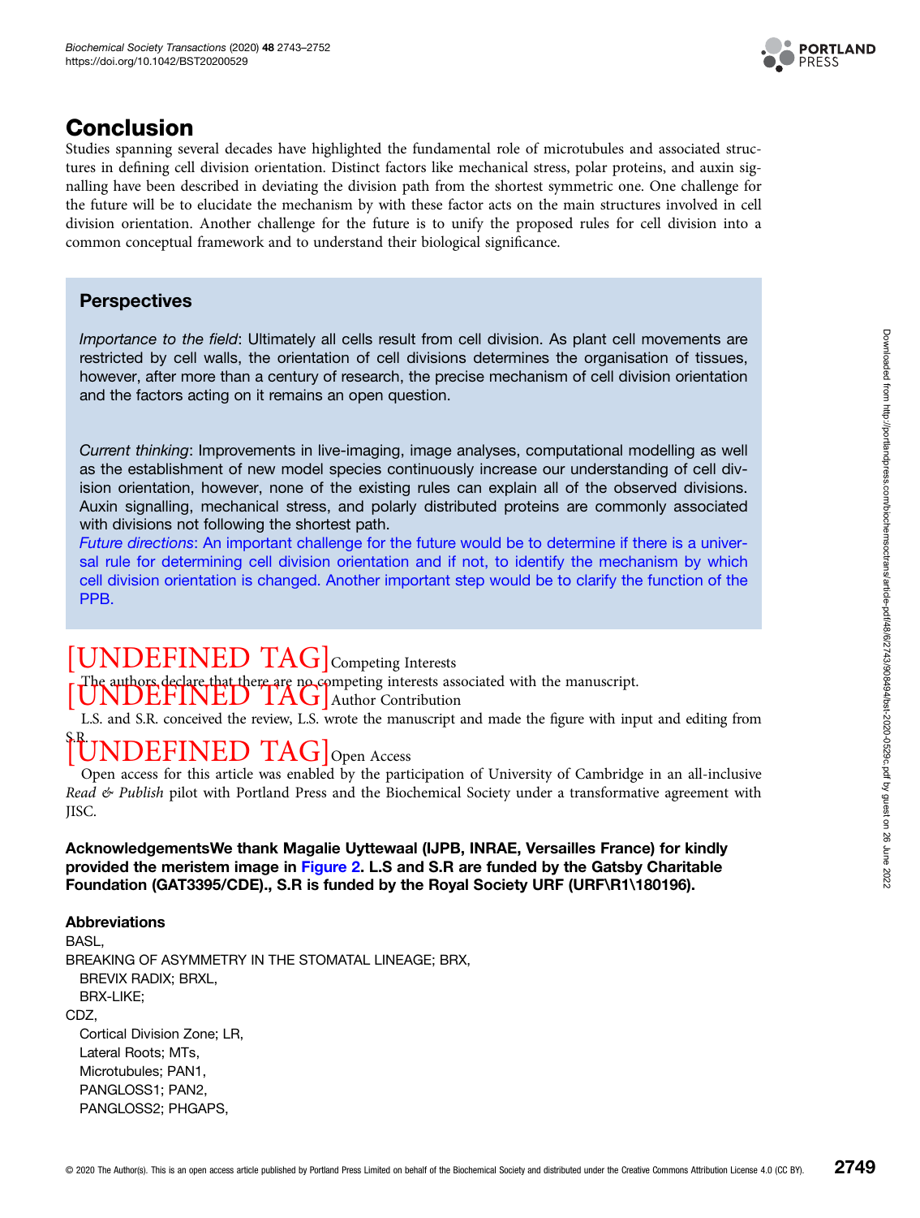## Conclusion

Studies spanning several decades have highlighted the fundamental role of microtubules and associated structures in defining cell division orientation. Distinct factors like mechanical stress, polar proteins, and auxin signalling have been described in deviating the division path from the shortest symmetric one. One challenge for the future will be to elucidate the mechanism by with these factor acts on the main structures involved in cell division orientation. Another challenge for the future is to unify the proposed rules for cell division into a common conceptual framework and to understand their biological significance.

### Perspectives

*Importance to the field*: Ultimately all cells result from cell division. As plant cell movements are restricted by cell walls, the orientation of cell divisions determines the organisation of tissues, however, after more than a century of research, the precise mechanism of cell division orientation and the factors acting on it remains an open question.

*Current thinking*: Improvements in live-imaging, image analyses, computational modelling as well as the establishment of new model species continuously increase our understanding of cell division orientation, however, none of the existing rules can explain all of the observed divisions. Auxin signalling, mechanical stress, and polarly distributed proteins are commonly associated with divisions not following the shortest path.

*Future directions*: An important challenge for the future would be to determine if there is a universal rule for determining cell division orientation and if not, to identify the mechanism by which cell division orientation is changed. Another important step would be to clarify the function of the PPB.

[UNDEFINED TAG]Competing Interests

The authors declare that there are no competing interests associated with the manuscript.

[UNDEFINED TAG]Author Contribution

L.S. and S.R. conceived the review, L.S. wrote the manuscript and made the figure with input and editing from S.R.

[UNDEFINED TAG]Open Access

Open access for this article was enabled by the participation of University of Cambridge in an all-inclusive *Read & Publish* pilot with Portland Press and the Biochemical Society under a transformative agreement with JISC.

**AcknowledgementsWe thank Magalie Uyttewaal (IJPB, INRAE, Versailles France) for kindly provided the meristem image in Figure 2. L.S and S.R are funded by the Gatsby Charitable Foundation (GAT3395/CDE)., S.R is funded by the Royal Society URF (URF\R1\180196).**

**Abbreviations**

BASL,
BREAKING OF ASYMMETRY IN THE STOMATAL LINEAGE; BRX,
BREVIX RADIX; BRXL,
BRX-LIKE;
CDZ,
Cortical Division Zone; LR,
Lateral Roots; MTs,
Microtubules; PAN1,
PANGLOSS1; PAN2,
PANGLOSS2; PHGAPS,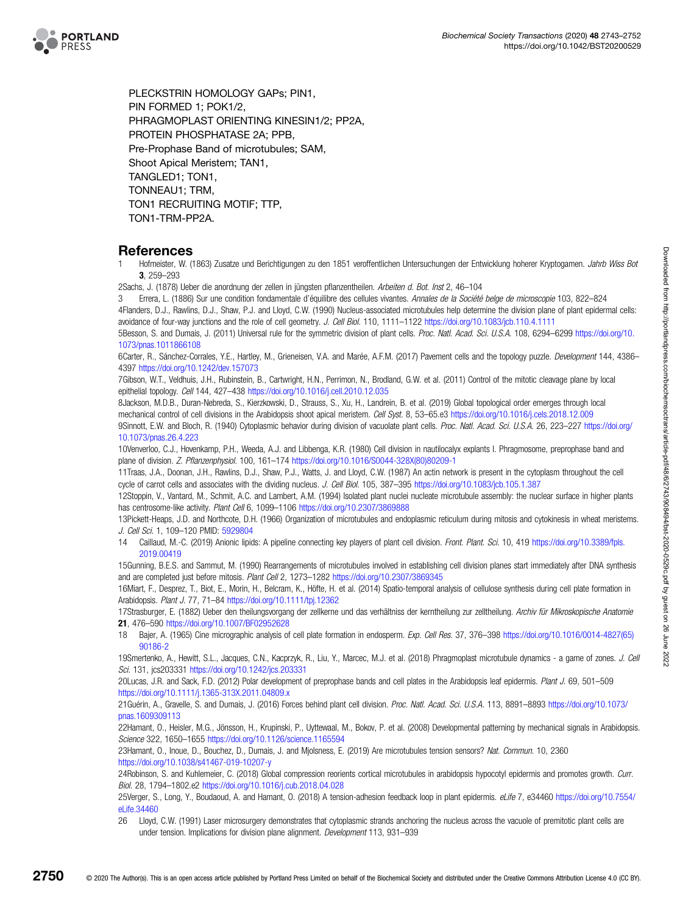PLECKSTRIN HOMOLOGY GAPs; PIN1,
PIN FORMED 1; POK1/2,
PHRAGMOPLAST ORIENTING KINESIN1/2; PP2A,
PROTEIN PHOSPHATASE 2A; PPB,
Pre-Prophase Band of microtubules; SAM,
Shoot Apical Meristem; TAN1,
TANGLED1; TON1,
TONNEAU1; TRM,
TON1 RECRUITING MOTIF; TTP,
TON1-TRM-PP2A.

## References

1 Hofmeister, W. (1863) Zusatze und Berichtigungen zu den 1851 veroffentlichen Untersuchungen der Entwicklung hoherer Kryptogamen. *Jahrb Wiss Bot* **3**, 259–293

2 Sachs, J. (1878) Ueber die anordnung der zellen in jüngsten pflanzentheilen. *Arbeiten d. Bot. Inst* 2, 46–104

3 Errera, L. (1886) Sur une condition fondamentale d'équilibre des cellules vivantes. *Annales de la Société belge de microscopie* 103, 822–824

4 Flanders, D.J., Rawlins, D.J., Shaw, P.J. and Lloyd, C.W. (1990) Nucleus-associated microtubules help determine the division plane of plant epidermal cells: avoidance of four-way junctions and the role of cell geometry. *J. Cell Biol.* 110, 1111–1122 https://doi.org/10.1083/jcb.110.4.1111

5 Besson, S. and Dumais, J. (2011) Universal rule for the symmetric division of plant cells. *Proc. Natl. Acad. Sci. U.S.A.* 108, 6294–6299 https://doi.org/10.1073/pnas.1011866108

6 Carter, R., Sánchez-Corrales, Y.E., Hartley, M., Grieneisen, V.A. and Marée, A.F.M. (2017) Pavement cells and the topology puzzle. *Development* 144, 4386–4397 https://doi.org/10.1242/dev.157073

7 Gibson, W.T., Veldhuis, J.H., Rubinstein, B., Cartwright, H.N., Perrimon, N., Brodland, G.W. et al. (2011) Control of the mitotic cleavage plane by local epithelial topology. *Cell* 144, 427–438 https://doi.org/10.1016/j.cell.2010.12.035

8 Jackson, M.D.B., Duran-Nebreda, S., Kierzkowski, D., Strauss, S., Xu, H., Landrein, B. et al. (2019) Global topological order emerges through local mechanical control of cell divisions in the Arabidopsis shoot apical meristem. *Cell Syst.* 8, 53–65.e3 https://doi.org/10.1016/j.cels.2018.12.009

9 Sinnott, E.W. and Bloch, R. (1940) Cytoplasmic behavior during division of vacuolate plant cells. *Proc. Natl. Acad. Sci. U.S.A.* 26, 223–227 https://doi.org/10.1073/pnas.26.4.223

10 Venverloo, C.J., Hovenkamp, P.H., Weeda, A.J. and Libbenga, K.R. (1980) Cell division in nautilocalyx explants I. Phragmosome, preprophase band and plane of division. *Z. Pflanzenphysiol.* 100, 161–174 https://doi.org/10.1016/S0044-328X(80)80209-1

11 Traas, J.A., Doonan, J.H., Rawlins, D.J., Shaw, P.J., Watts, J. and Lloyd, C.W. (1987) An actin network is present in the cytoplasm throughout the cell cycle of carrot cells and associates with the dividing nucleus. *J. Cell Biol.* 105, 387–395 https://doi.org/10.1083/jcb.105.1.387

12 Stoppin, V., Vantard, M., Schmit, A.C. and Lambert, A.M. (1994) Isolated plant nuclei nucleate microtubule assembly: the nuclear surface in higher plants has centrosome-like activity. *Plant Cell* 6, 1099–1106 https://doi.org/10.2307/3869888

13 Pickett-Heaps, J.D. and Northcote, D.H. (1966) Organization of microtubules and endoplasmic reticulum during mitosis and cytokinesis in wheat meristems. *J. Cell Sci.* 1, 109–120 PMID: 5929804

14 Caillaud, M.-C. (2019) Anionic lipids: A pipeline connecting key players of plant cell division. *Front. Plant. Sci.* 10, 419 https://doi.org/10.3389/fpls.2019.00419

15 Gunning, B.E.S. and Sammut, M. (1990) Rearrangements of microtubules involved in establishing cell division planes start immediately after DNA synthesis and are completed just before mitosis. *Plant Cell* 2, 1273–1282 https://doi.org/10.2307/3869345

16 Miart, F., Desprez, T., Biot, E., Morin, H., Belcram, K., Höfte, H. et al. (2014) Spatio-temporal analysis of cellulose synthesis during cell plate formation in Arabidopsis. *Plant J.* 77, 71–84 https://doi.org/10.1111/tpj.12362

17 Strasburger, E. (1882) Ueber den theilungsvorgang der zellkerne und das verhältniss der kerntheilung zur zelltheilung. *Archiv für Mikroskopische Anatomie* **21**, 476–590 https://doi.org/10.1007/BF02952628

18 Bajer, A. (1965) Cine micrographic analysis of cell plate formation in endosperm. *Exp. Cell Res.* 37, 376–398 https://doi.org/10.1016/0014-4827(65)90186-2

19 Smertenko, A., Hewitt, S.L., Jacques, C.N., Kacprzyk, R., Liu, Y., Marcec, M.J. et al. (2018) Phragmoplast microtubule dynamics - a game of zones. *J. Cell Sci.* 131, jcs203331 https://doi.org/10.1242/jcs.203331

20 Lucas, J.R. and Sack, F.D. (2012) Polar development of preprophase bands and cell plates in the Arabidopsis leaf epidermis. *Plant J.* 69, 501–509 https://doi.org/10.1111/j.1365-313X.2011.04809.x

21 Guérin, A., Gravelle, S. and Dumais, J. (2016) Forces behind plant cell division. *Proc. Natl. Acad. Sci. U.S.A.* 113, 8891–8893 https://doi.org/10.1073/pnas.1609309113

22 Hamant, O., Heisler, M.G., Jönsson, H., Krupinski, P., Uyttewaal, M., Bokov, P. et al. (2008) Developmental patterning by mechanical signals in Arabidopsis. *Science* 322, 1650–1655 https://doi.org/10.1126/science.1165594

23 Hamant, O., Inoue, D., Bouchez, D., Dumais, J. and Mjolsness, E. (2019) Are microtubules tension sensors? *Nat. Commun.* 10, 2360 https://doi.org/10.1038/s41467-019-10207-y

24 Robinson, S. and Kuhlemeier, C. (2018) Global compression reorients cortical microtubules in arabidopsis hypocotyl epidermis and promotes growth. *Curr. Biol.* 28, 1794–1802.e2 https://doi.org/10.1016/j.cub.2018.04.028

25 Verger, S., Long, Y., Boudaoud, A. and Hamant, O. (2018) A tension-adhesion feedback loop in plant epidermis. *eLife* 7, e34460 https://doi.org/10.7554/eLife.34460

26 Lloyd, C.W. (1991) Laser microsurgery demonstrates that cytoplasmic strands anchoring the nucleus across the vacuole of premitotic plant cells are under tension. Implications for division plane alignment. *Development* 113, 931–939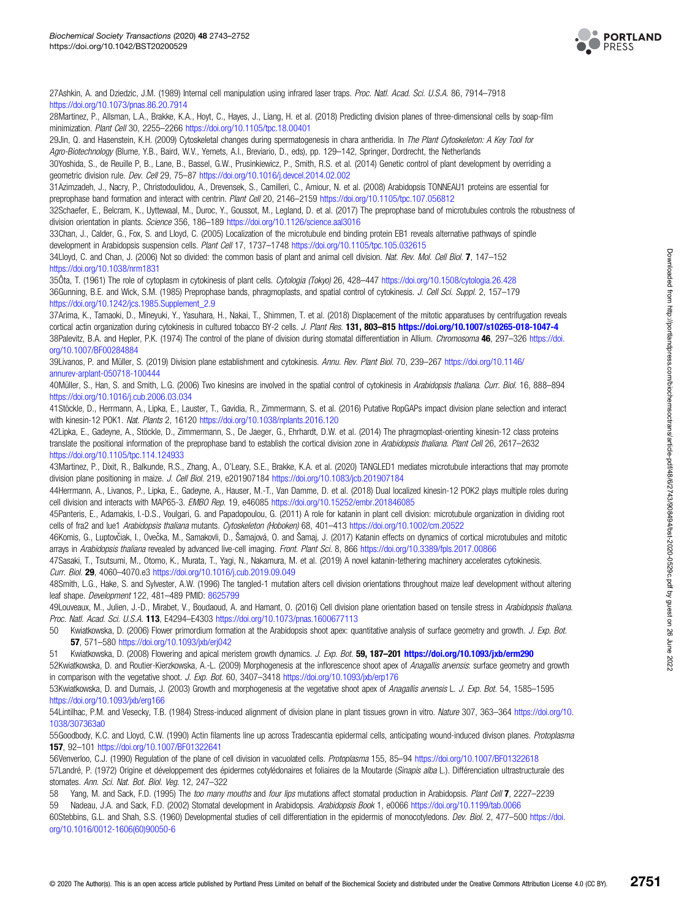27Ashkin, A. and Dziedzic, J.M. (1989) Internal cell manipulation using infrared laser traps. *Proc. Natl. Acad. Sci. U.S.A.* 86, 7914–7918 https://doi.org/10.1073/pnas.86.20.7914

28Martinez, P., Allsman, L.A., Brakke, K.A., Hoyt, C., Hayes, J., Liang, H. et al. (2018) Predicting division planes of three-dimensional cells by soap-film minimization. *Plant Cell* 30, 2255–2266 https://doi.org/10.1105/tpc.18.00401

29Jin, Q. and Hasenstein, K.H. (2009) Cytoskeletal changes during spermatogenesis in chara antheridia. In *The Plant Cytoskeleton: A Key Tool for Agro-Biotechnology* (Blume, Y.B., Baird, W.V., Yemets, A.I., Breviario, D., eds), pp. 129–142, Springer, Dordrecht, the Netherlands

30Yoshida, S., de Reuille P, B., Lane, B., Bassel, G.W., Prusinkiewicz, P., Smith, R.S. et al. (2014) Genetic control of plant development by overriding a geometric division rule. *Dev. Cell* 29, 75–87 https://doi.org/10.1016/j.devcel.2014.02.002

31Azimzadeh, J., Nacry, P., Christodoulidou, A., Drevensek, S., Camilleri, C., Amiour, N. et al. (2008) Arabidopsis TONNEAU1 proteins are essential for preprophase band formation and interact with centrin. *Plant Cell* 20, 2146–2159 https://doi.org/10.1105/tpc.107.056812

32Schaefer, E., Belcram, K., Uyttewaal, M., Duroc, Y., Goussot, M., Legland, D. et al. (2017) The preprophase band of microtubules controls the robustness of division orientation in plants. *Science* 356, 186–189 https://doi.org/10.1126/science.aal3016

33Chan, J., Calder, G., Fox, S. and Lloyd, C. (2005) Localization of the microtubule end binding protein EB1 reveals alternative pathways of spindle development in Arabidopsis suspension cells. *Plant Cell* 17, 1737–1748 https://doi.org/10.1105/tpc.105.032615

34Lloyd, C. and Chan, J. (2006) Not so divided: the common basis of plant and animal cell division. *Nat. Rev. Mol. Cell Biol.* **7**, 147–152 https://doi.org/10.1038/nrm1831

35Ôta, T. (1961) The role of cytoplasm in cytokinesis of plant cells. *Cytologia (Tokyo)* 26, 428–447 https://doi.org/10.1508/cytologia.26.428

36Gunning, B.E. and Wick, S.M. (1985) Preprophase bands, phragmoplasts, and spatial control of cytokinesis. *J. Cell Sci. Suppl.* 2, 157–179 https://doi.org/10.1242/jcs.1985.Supplement_2.9

37Arima, K., Tamaoki, D., Mineyuki, Y., Yasuhara, H., Nakai, T., Shimmen, T. et al. (2018) Displacement of the mitotic apparatuses by centrifugation reveals cortical actin organization during cytokinesis in cultured tobacco BY-2 cells. *J. Plant Res.* **131, 803–815 https://doi.org/10.1007/s10265-018-1047-4**

38Palevitz, B.A. and Hepler, P.K. (1974) The control of the plane of division during stomatal differentiation in Allium. *Chromosoma* **46**, 297–326 https://doi.org/10.1007/BF00284884

39Livanos, P. and Müller, S. (2019) Division plane establishment and cytokinesis. *Annu. Rev. Plant Biol.* 70, 239–267 https://doi.org/10.1146/annurev-arplant-050718-100444

40Müller, S., Han, S. and Smith, L.G. (2006) Two kinesins are involved in the spatial control of cytokinesis in *Arabidopsis thaliana*. *Curr. Biol.* 16, 888–894 https://doi.org/10.1016/j.cub.2006.03.034

41Stöckle, D., Herrmann, A., Lipka, E., Lauster, T., Gavidia, R., Zimmermann, S. et al. (2016) Putative RopGAPs impact division plane selection and interact with kinesin-12 POK1. *Nat. Plants* 2, 16120 https://doi.org/10.1038/nplants.2016.120

42Lipka, E., Gadeyne, A., Stöckle, D., Zimmermann, S., De Jaeger, G., Ehrhardt, D.W. et al. (2014) The phragmoplast-orienting kinesin-12 class proteins translate the positional information of the preprophase band to establish the cortical division zone in *Arabidopsis thaliana*. *Plant Cell* 26, 2617–2632 https://doi.org/10.1105/tpc.114.124933

43Martinez, P., Dixit, R., Balkunde, R.S., Zhang, A., O'Leary, S.E., Brakke, K.A. et al. (2020) TANGLED1 mediates microtubule interactions that may promote division plane positioning in maize. *J. Cell Biol.* 219, e201907184 https://doi.org/10.1083/jcb.201907184

44Herrmann, A., Livanos, P., Lipka, E., Gadeyne, A., Hauser, M.-T., Van Damme, D. et al. (2018) Dual localized kinesin-12 POK2 plays multiple roles during cell division and interacts with MAP65-3. *EMBO Rep.* 19, e46085 https://doi.org/10.15252/embr.201846085

45Panteris, E., Adamakis, I.-D.S., Voulgari, G. and Papadopoulou, G. (2011) A role for katanin in plant cell division: microtubule organization in dividing root cells of fra2 and lue1 *Arabidopsis thaliana* mutants. *Cytoskeleton (Hoboken)* 68, 401–413 https://doi.org/10.1002/cm.20522

46Komis, G., Luptovčiak, I., Ovečka, M., Samakovli, D., Šamajová, O. and Šamaj, J. (2017) Katanin effects on dynamics of cortical microtubules and mitotic arrays in *Arabidopsis thaliana* revealed by advanced live-cell imaging. *Front. Plant Sci.* 8, 866 https://doi.org/10.3389/fpls.2017.00866

47Sasaki, T., Tsutsumi, M., Otomo, K., Murata, T., Yagi, N., Nakamura, M. et al. (2019) A novel katanin-tethering machinery accelerates cytokinesis. *Curr. Biol.* **29**, 4060–4070.e3 https://doi.org/10.1016/j.cub.2019.09.049

48Smith, L.G., Hake, S. and Sylvester, A.W. (1996) The tangled-1 mutation alters cell division orientations throughout maize leaf development without altering leaf shape. *Development* 122, 481–489 PMID: 8625799

49Louveaux, M., Julien, J.-D., Mirabet, V., Boudaoud, A. and Hamant, O. (2016) Cell division plane orientation based on tensile stress in *Arabidopsis thaliana*. *Proc. Natl. Acad. Sci. U.S.A.* **113**, E4294–E4303 https://doi.org/10.1073/pnas.1600677113

50 Kwiatkowska, D. (2006) Flower primordium formation at the Arabidopsis shoot apex: quantitative analysis of surface geometry and growth. *J. Exp. Bot.* **57**, 571–580 https://doi.org/10.1093/jxb/erj042

51 Kwiatkowska, D. (2008) Flowering and apical meristem growth dynamics. *J. Exp. Bot.* **59, 187–201 https://doi.org/10.1093/jxb/erm290**

52Kwiatkowska, D. and Routier-Kierzkowska, A.-L. (2009) Morphogenesis at the inflorescence shoot apex of *Anagallis arvensis*: surface geometry and growth in comparison with the vegetative shoot. *J. Exp. Bot.* 60, 3407–3418 https://doi.org/10.1093/jxb/erp176

53Kwiatkowska, D. and Dumais, J. (2003) Growth and morphogenesis at the vegetative shoot apex of *Anagallis arvensis* L. *J. Exp. Bot.* 54, 1585–1595 https://doi.org/10.1093/jxb/erg166

54Lintilhac, P.M. and Vesecky, T.B. (1984) Stress-induced alignment of division plane in plant tissues grown in vitro. *Nature* 307, 363–364 https://doi.org/10.1038/307363a0

55Goodbody, K.C. and Lloyd, C.W. (1990) Actin filaments line up across Tradescantia epidermal cells, anticipating wound-induced divison planes. *Protoplasma* **157**, 92–101 https://doi.org/10.1007/BF01322641

56Venverloo, C.J. (1990) Regulation of the plane of cell division in vacuolated cells. *Protoplasma* 155, 85–94 https://doi.org/10.1007/BF01322618

57Landré, P. (1972) Origine et développement des épidermes cotylédonaires et foliaires de la Moutarde (*Sinapis alba* L.). Différenciation ultrastructurale des stomates. *Ann. Sci. Nat. Bot. Biol. Veg.* 12, 247–322

58 Yang, M. and Sack, F.D. (1995) The *too many mouths* and *four lips* mutations affect stomatal production in Arabidopsis. *Plant Cell* **7**, 2227–2239

59 Nadeau, J.A. and Sack, F.D. (2002) Stomatal development in Arabidopsis. *Arabidopsis Book* 1, e0066 https://doi.org/10.1199/tab.0066

60Stebbins, G.L. and Shah, S.S. (1960) Developmental studies of cell differentiation in the epidermis of monocotyledons. *Dev. Biol.* 2, 477–500 https://doi.org/10.1016/0012-1606(60)90050-6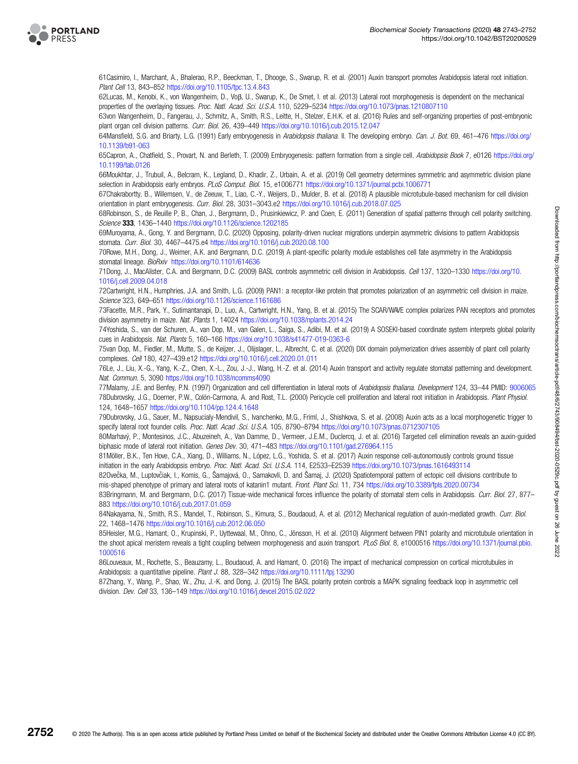61Casimiro, I., Marchant, A., Bhalerao, R.P., Beeckman, T., Dhooge, S., Swarup, R. et al. (2001) Auxin transport promotes Arabidopsis lateral root initiation. *Plant Cell* 13, 843–852 https://doi.org/10.1105/tpc.13.4.843

62Lucas, M., Kenobi, K., von Wangenheim, D., Voβ, U., Swarup, K., De Smet, I. et al. (2013) Lateral root morphogenesis is dependent on the mechanical properties of the overlaying tissues. *Proc. Natl. Acad. Sci. U.S.A.* 110, 5229–5234 https://doi.org/10.1073/pnas.1210807110

63von Wangenheim, D., Fangerau, J., Schmitz, A., Smith, R.S., Leitte, H., Stelzer, E.H.K. et al. (2016) Rules and self-organizing properties of post-embryonic plant organ cell division patterns. *Curr. Biol.* 26, 439–449 https://doi.org/10.1016/j.cub.2015.12.047

64Mansfield, S.G. and Briarty, L.G. (1991) Early embryogenesis in *Arabidopsis thaliana*. II. The developing embryo. *Can. J. Bot.* 69, 461–476 https://doi.org/10.1139/b91-063

65Capron, A., Chatfield, S., Provart, N. and Berleth, T. (2009) Embryogenesis: pattern formation from a single cell. *Arabidopsis Book* 7, e0126 https://doi.org/10.1199/tab.0126

66Moukhtar, J., Trubuil, A., Belcram, K., Legland, D., Khadir, Z., Urbain, A. et al. (2019) Cell geometry determines symmetric and asymmetric division plane selection in Arabidopsis early embryos. *PLoS Comput. Biol.* 15, e1006771 https://doi.org/10.1371/journal.pcbi.1006771

67Chakrabortty, B., Willemsen, V., de Zeeuw, T., Liao, C.-Y., Weijers, D., Mulder, B. et al. (2018) A plausible microtubule-based mechanism for cell division orientation in plant embryogenesis. *Curr. Biol.* 28, 3031–3043.e2 https://doi.org/10.1016/j.cub.2018.07.025

68Robinson, S., de Reuille P, B., Chan, J., Bergmann, D., Prusinkiewicz, P. and Coen, E. (2011) Generation of spatial patterns through cell polarity switching. *Science* **333**, 1436–1440 https://doi.org/10.1126/science.1202185

69Muroyama, A., Gong, Y. and Bergmann, D.C. (2020) Opposing, polarity-driven nuclear migrations underpin asymmetric divisions to pattern Arabidopsis stomata. *Curr. Biol.* 30, 4467–4475.e4 https://doi.org/10.1016/j.cub.2020.08.100

70Rowe, M.H., Dong, J., Weimer, A.K. and Bergmann, D.C. (2019) A plant-specific polarity module establishes cell fate asymmetry in the Arabidopsis stomatal lineage. *BioRxiv* https://doi.org/10.1101/614636

71Dong, J., MacAlister, C.A. and Bergmann, D.C. (2009) BASL controls asymmetric cell division in Arabidopsis. *Cell* 137, 1320–1330 https://doi.org/10.1016/j.cell.2009.04.018

72Cartwright, H.N., Humphries, J.A. and Smith, L.G. (2009) PAN1: a receptor-like protein that promotes polarization of an asymmetric cell division in maize. *Science* 323, 649–651 https://doi.org/10.1126/science.1161686

73Facette, M.R., Park, Y., Sutimantanapi, D., Luo, A., Cartwright, H.N., Yang, B. et al. (2015) The SCAR/WAVE complex polarizes PAN receptors and promotes division asymmetry in maize. *Nat. Plants* 1, 14024 https://doi.org/10.1038/nplants.2014.24

74Yoshida, S., van der Schuren, A., van Dop, M., van Galen, L., Saiga, S., Adibi, M. et al. (2019) A SOSEKI-based coordinate system interprets global polarity cues in Arabidopsis. *Nat. Plants* 5, 160–166 https://doi.org/10.1038/s41477-019-0363-6

75van Dop, M., Fiedler, M., Mutte, S., de Keijzer, J., Olijslager, L., Albrecht, C. et al. (2020) DIX domain polymerization drives assembly of plant cell polarity complexes. *Cell* 180, 427–439.e12 https://doi.org/10.1016/j.cell.2020.01.011

76Le, J., Liu, X.-G., Yang, K.-Z., Chen, X.-L., Zou, J.-J., Wang, H.-Z. et al. (2014) Auxin transport and activity regulate stomatal patterning and development. *Nat. Commun.* 5, 3090 https://doi.org/10.1038/ncomms4090

77Malamy, J.E. and Benfey, P.N. (1997) Organization and cell differentiation in lateral roots of *Arabidopsis thaliana*. *Development* 124, 33–44 PMID: 9006065

78Dubrovsky, J.G., Doerner, P.W., Colón-Carmona, A. and Rost, T.L. (2000) Pericycle cell proliferation and lateral root initiation in Arabidopsis. *Plant Physiol.* 124, 1648–1657 https://doi.org/10.1104/pp.124.4.1648

79Dubrovsky, J.G., Sauer, M., Napsucialy-Mendivil, S., Ivanchenko, M.G., Friml, J., Shishkova, S. et al. (2008) Auxin acts as a local morphogenetic trigger to specify lateral root founder cells. *Proc. Natl. Acad .Sci. U.S.A.* 105, 8790–8794 https://doi.org/10.1073/pnas.0712307105

80Marhavý, P., Montesinos, J.C., Abuzeineh, A., Van Damme, D., Vermeer, J.E.M., Duclercq, J. et al. (2016) Targeted cell elimination reveals an auxin-guided biphasic mode of lateral root initiation. *Genes Dev.* 30, 471–483 https://doi.org/10.1101/gad.276964.115

81Möller, B.K., Ten Hove, C.A., Xiang, D., Williams, N., López, L.G., Yoshida, S. et al. (2017) Auxin response cell-autonomously controls ground tissue initiation in the early Arabidopsis embryo. *Proc. Natl. Acad. Sci. U.S.A.* 114, E2533–E2539 https://doi.org/10.1073/pnas.1616493114

82Ovečka, M., Luptovčiak, I., Komis, G., Šamajová, O., Samakovli, D. and Šamaj, J. (2020) Spatiotemporal pattern of ectopic cell divisions contribute to mis-shaped phenotype of primary and lateral roots of katanin1 mutant. *Front. Plant Sci.* 11, 734 https://doi.org/10.3389/fpls.2020.00734

83Bringmann, M. and Bergmann, D.C. (2017) Tissue-wide mechanical forces influence the polarity of stomatal stem cells in Arabidopsis. *Curr. Biol.* 27, 877–883 https://doi.org/10.1016/j.cub.2017.01.059

84Nakayama, N., Smith, R.S., Mandel, T., Robinson, S., Kimura, S., Boudaoud, A. et al. (2012) Mechanical regulation of auxin-mediated growth. *Curr. Biol.* 22, 1468–1476 https://doi.org/10.1016/j.cub.2012.06.050

85Heisler, M.G., Hamant, O., Krupinski, P., Uyttewaal, M., Ohno, C., Jönsson, H. et al. (2010) Alignment between PIN1 polarity and microtubule orientation in the shoot apical meristem reveals a tight coupling between morphogenesis and auxin transport. *PLoS Biol.* 8, e1000516 https://doi.org/10.1371/journal.pbio.1000516

86Louveaux, M., Rochette, S., Beauzamy, L., Boudaoud, A. and Hamant, O. (2016) The impact of mechanical compression on cortical microtubules in Arabidopsis: a quantitative pipeline. *Plant J.* 88, 328–342 https://doi.org/10.1111/tpj.13290

87Zhang, Y., Wang, P., Shao, W., Zhu, J.-K. and Dong, J. (2015) The BASL polarity protein controls a MAPK signaling feedback loop in asymmetric cell division. *Dev. Cell* 33, 136–149 https://doi.org/10.1016/j.devcel.2015.02.022